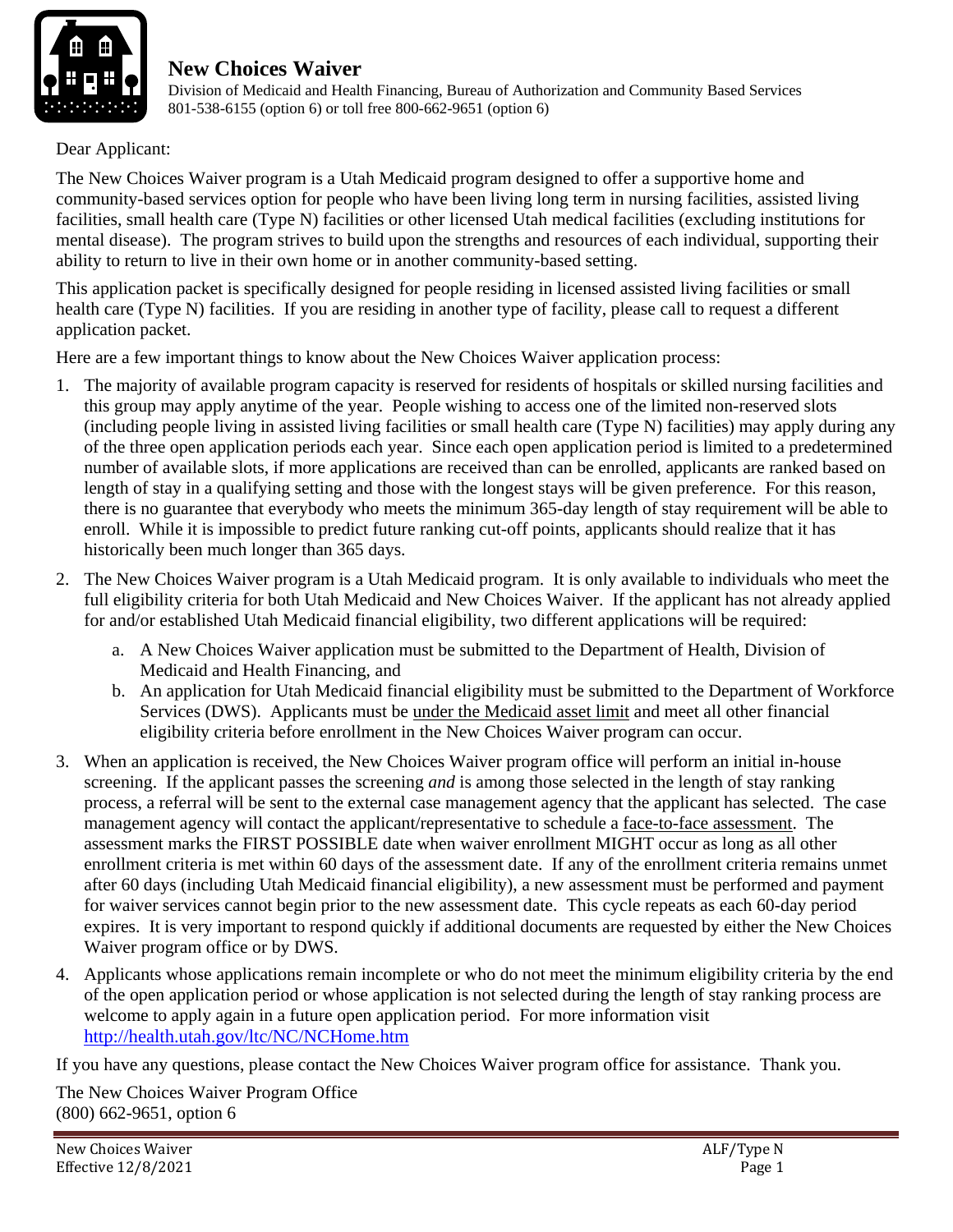# New Choices Waiver

Division of Medicaid and Health Financing, Bureau of Authorization and Community Based Services
801-538-6155 (option 6) or toll free 800-662-9651 (option 6)

Dear Applicant:

The New Choices Waiver program is a Utah Medicaid program designed to offer a supportive home and community-based services option for people who have been living long term in nursing facilities, assisted living facilities, small health care (Type N) facilities or other licensed Utah medical facilities (excluding institutions for mental disease). The program strives to build upon the strengths and resources of each individual, supporting their ability to return to live in their own home or in another community-based setting.

This application packet is specifically designed for people residing in licensed assisted living facilities or small health care (Type N) facilities. If you are residing in another type of facility, please call to request a different application packet.

Here are a few important things to know about the New Choices Waiver application process:

1. The majority of available program capacity is reserved for residents of hospitals or skilled nursing facilities and this group may apply anytime of the year. People wishing to access one of the limited non-reserved slots (including people living in assisted living facilities or small health care (Type N) facilities) may apply during any of the three open application periods each year. Since each open application period is limited to a predetermined number of available slots, if more applications are received than can be enrolled, applicants are ranked based on length of stay in a qualifying setting and those with the longest stays will be given preference. For this reason, there is no guarantee that everybody who meets the minimum 365-day length of stay requirement will be able to enroll. While it is impossible to predict future ranking cut-off points, applicants should realize that it has historically been much longer than 365 days.

2. The New Choices Waiver program is a Utah Medicaid program. It is only available to individuals who meet the full eligibility criteria for both Utah Medicaid and New Choices Waiver. If the applicant has not already applied for and/or established Utah Medicaid financial eligibility, two different applications will be required:

   a. A New Choices Waiver application must be submitted to the Department of Health, Division of Medicaid and Health Financing, and
   b. An application for Utah Medicaid financial eligibility must be submitted to the Department of Workforce Services (DWS). Applicants must be under the Medicaid asset limit and meet all other financial eligibility criteria before enrollment in the New Choices Waiver program can occur.

3. When an application is received, the New Choices Waiver program office will perform an initial in-house screening. If the applicant passes the screening *and* is among those selected in the length of stay ranking process, a referral will be sent to the external case management agency that the applicant has selected. The case management agency will contact the applicant/representative to schedule a face-to-face assessment. The assessment marks the FIRST POSSIBLE date when waiver enrollment MIGHT occur as long as all other enrollment criteria is met within 60 days of the assessment date. If any of the enrollment criteria remains unmet after 60 days (including Utah Medicaid financial eligibility), a new assessment must be performed and payment for waiver services cannot begin prior to the new assessment date. This cycle repeats as each 60-day period expires. It is very important to respond quickly if additional documents are requested by either the New Choices Waiver program office or by DWS.

4. Applicants whose applications remain incomplete or who do not meet the minimum eligibility criteria by the end of the open application period or whose application is not selected during the length of stay ranking process are welcome to apply again in a future open application period. For more information visit http://health.utah.gov/ltc/NC/NCHome.htm

If you have any questions, please contact the New Choices Waiver program office for assistance. Thank you.

The New Choices Waiver Program Office
(800) 662-9651, option 6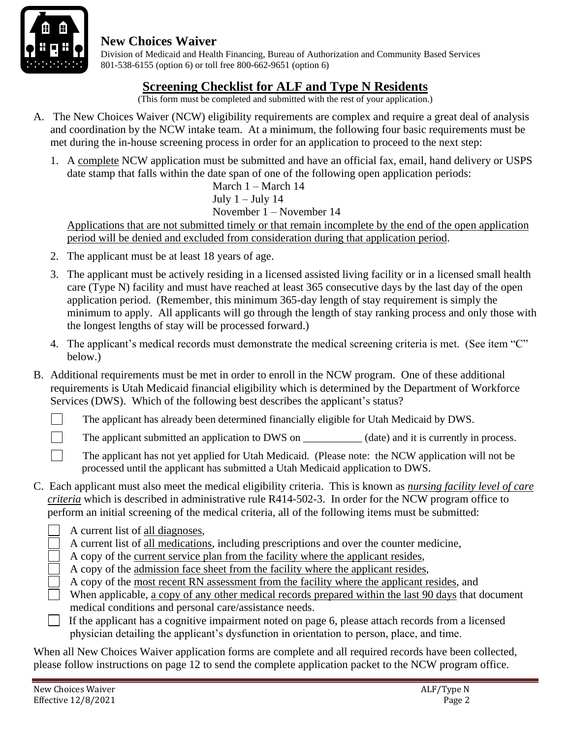**New Choices Waiver**

Division of Medicaid and Health Financing, Bureau of Authorization and Community Based Services
801-538-6155 (option 6) or toll free 800-662-9651 (option 6)

## Screening Checklist for ALF and Type N Residents

(This form must be completed and submitted with the rest of your application.)

A. The New Choices Waiver (NCW) eligibility requirements are complex and require a great deal of analysis and coordination by the NCW intake team. At a minimum, the following four basic requirements must be met during the in-house screening process in order for an application to proceed to the next step:

1. A complete NCW application must be submitted and have an official fax, email, hand delivery or USPS date stamp that falls within the date span of one of the following open application periods:

   March 1 – March 14
   July 1 – July 14
   November 1 – November 14

   Applications that are not submitted timely or that remain incomplete by the end of the open application period will be denied and excluded from consideration during that application period.

2. The applicant must be at least 18 years of age.

3. The applicant must be actively residing in a licensed assisted living facility or in a licensed small health care (Type N) facility and must have reached at least 365 consecutive days by the last day of the open application period. (Remember, this minimum 365-day length of stay requirement is simply the minimum to apply. All applicants will go through the length of stay ranking process and only those with the longest lengths of stay will be processed forward.)

4. The applicant's medical records must demonstrate the medical screening criteria is met. (See item "C" below.)

B. Additional requirements must be met in order to enroll in the NCW program. One of these additional requirements is Utah Medicaid financial eligibility which is determined by the Department of Workforce Services (DWS). Which of the following best describes the applicant's status?

- ☐ The applicant has already been determined financially eligible for Utah Medicaid by DWS.
- ☐ The applicant submitted an application to DWS on ___________ (date) and it is currently in process.
- ☐ The applicant has not yet applied for Utah Medicaid. (Please note: the NCW application will not be processed until the applicant has submitted a Utah Medicaid application to DWS.

C. Each applicant must also meet the medical eligibility criteria. This is known as ***nursing facility level of care criteria*** which is described in administrative rule R414-502-3. In order for the NCW program office to perform an initial screening of the medical criteria, all of the following items must be submitted:

- ☐ A current list of all diagnoses,
- ☐ A current list of all medications, including prescriptions and over the counter medicine,
- ☐ A copy of the current service plan from the facility where the applicant resides,
- ☐ A copy of the admission face sheet from the facility where the applicant resides,
- ☐ A copy of the most recent RN assessment from the facility where the applicant resides, and
- ☐ When applicable, a copy of any other medical records prepared within the last 90 days that document medical conditions and personal care/assistance needs.
- ☐ If the applicant has a cognitive impairment noted on page 6, please attach records from a licensed physician detailing the applicant's dysfunction in orientation to person, place, and time.

When all New Choices Waiver application forms are complete and all required records have been collected, please follow instructions on page 12 to send the complete application packet to the NCW program office.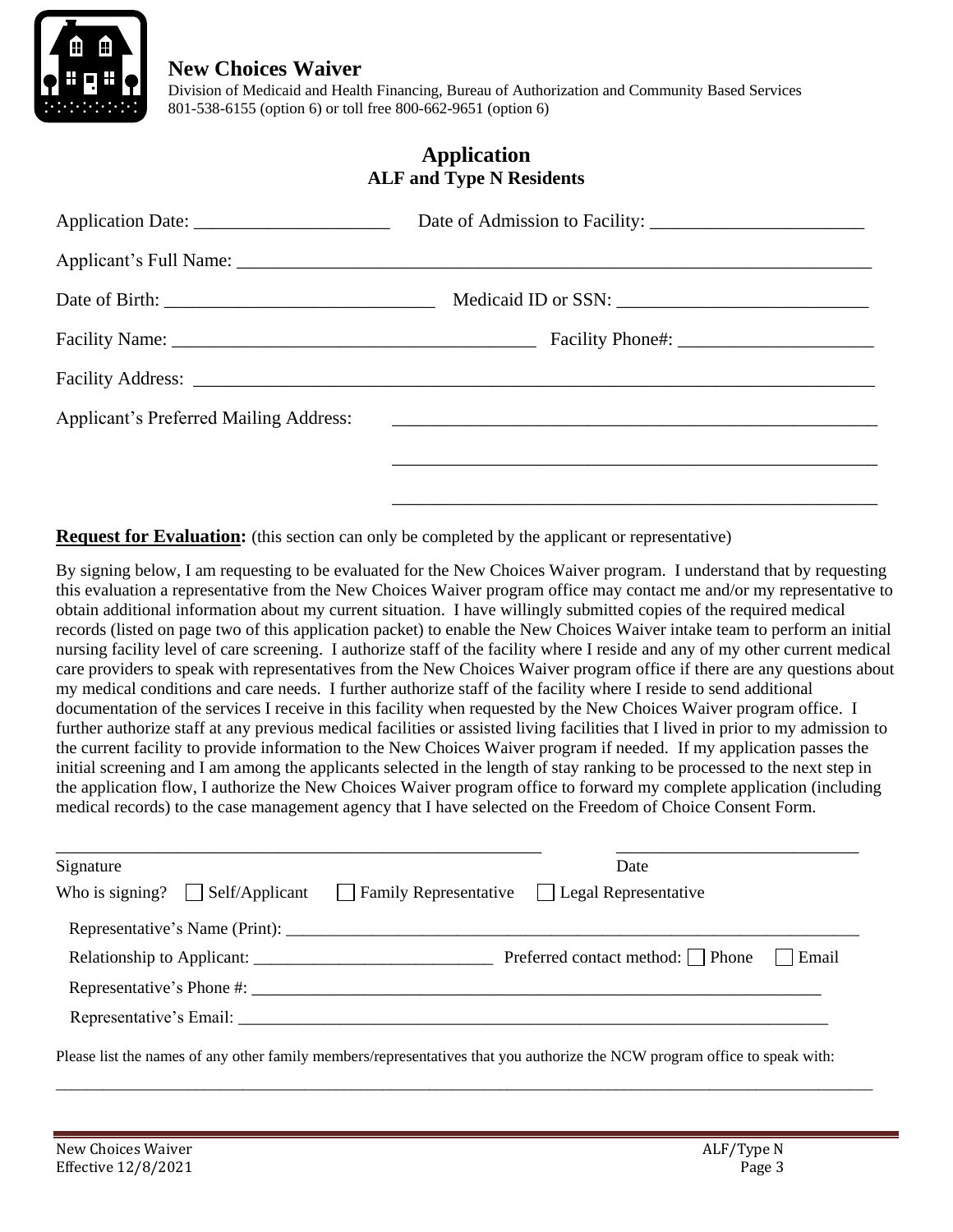**New Choices Waiver**

Division of Medicaid and Health Financing, Bureau of Authorization and Community Based Services
801-538-6155 (option 6) or toll free 800-662-9651 (option 6)

# Application
## ALF and Type N Residents

Application Date: _____________________ Date of Admission to Facility: _______________________

Applicant's Full Name: _______________________________________________________________________

Date of Birth: _____________________________ Medicaid ID or SSN: ___________________________

Facility Name: ______________________________________ Facility Phone#: _____________________

Facility Address: _____________________________________________________________________________

Applicant's Preferred Mailing Address: _____________________________________________________

_____________________________________________________

_____________________________________________________

**Request for Evaluation:** (this section can only be completed by the applicant or representative)

By signing below, I am requesting to be evaluated for the New Choices Waiver program. I understand that by requesting this evaluation a representative from the New Choices Waiver program office may contact me and/or my representative to obtain additional information about my current situation. I have willingly submitted copies of the required medical records (listed on page two of this application packet) to enable the New Choices Waiver intake team to perform an initial nursing facility level of care screening. I authorize staff of the facility where I reside and any of my other current medical care providers to speak with representatives from the New Choices Waiver program office if there are any questions about my medical conditions and care needs. I further authorize staff of the facility where I reside to send additional documentation of the services I receive in this facility when requested by the New Choices Waiver program office. I further authorize staff at any previous medical facilities or assisted living facilities that I lived in prior to my admission to the current facility to provide information to the New Choices Waiver program if needed. If my application passes the initial screening and I am among the applicants selected in the length of stay ranking to be processed to the next step in the application flow, I authorize the New Choices Waiver program office to forward my complete application (including medical records) to the case management agency that I have selected on the Freedom of Choice Consent Form.

_________________________________________________________ ___________________________

Signature Date

Who is signing? ☐ Self/Applicant ☐ Family Representative ☐ Legal Representative

Representative's Name (Print): ___________________________________________________________________

Relationship to Applicant: ___________________________ Preferred contact method: ☐ Phone ☐ Email

Representative's Phone #: _______________________________________________________________

Representative's Email: _________________________________________________________________

Please list the names of any other family members/representatives that you authorize the NCW program office to speak with:

_____________________________________________________________________________________________________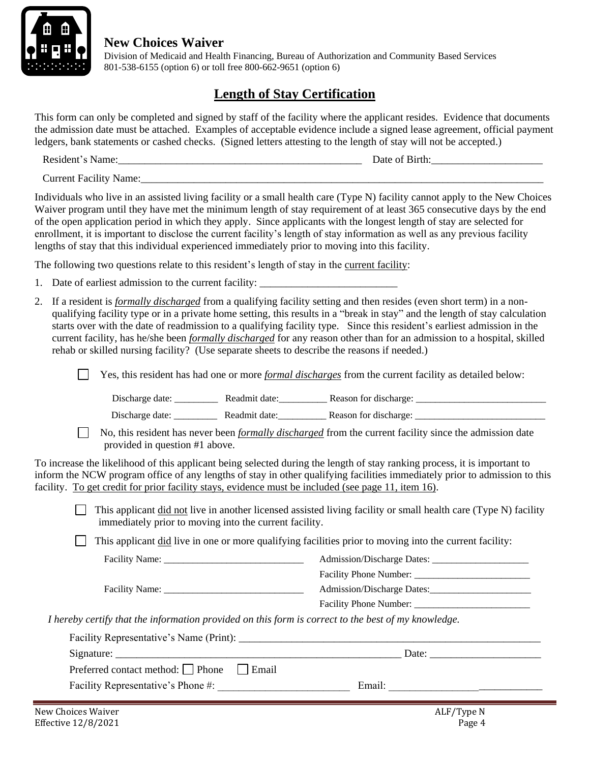**New Choices Waiver**

Division of Medicaid and Health Financing, Bureau of Authorization and Community Based Services
801-538-6155 (option 6) or toll free 800-662-9651 (option 6)

# Length of Stay Certification

This form can only be completed and signed by staff of the facility where the applicant resides. Evidence that documents the admission date must be attached. Examples of acceptable evidence include a signed lease agreement, official payment ledgers, bank statements or cashed checks. (Signed letters attesting to the length of stay will not be accepted.)

Resident's Name:_______________________________________________ Date of Birth:____________________

Current Facility Name:_____________________________________________________________________________

Individuals who live in an assisted living facility or a small health care (Type N) facility cannot apply to the New Choices Waiver program until they have met the minimum length of stay requirement of at least 365 consecutive days by the end of the open application period in which they apply. Since applicants with the longest length of stay are selected for enrollment, it is important to disclose the current facility's length of stay information as well as any previous facility lengths of stay that this individual experienced immediately prior to moving into this facility.

The following two questions relate to this resident's length of stay in the current facility:

1. Date of earliest admission to the current facility: __________________________
2. If a resident is ***formally discharged*** from a qualifying facility setting and then resides (even short term) in a non-qualifying facility type or in a private home setting, this results in a "break in stay" and the length of stay calculation starts over with the date of readmission to a qualifying facility type. Since this resident's earliest admission in the current facility, has he/she been ***formally discharged*** for any reason other than for an admission to a hospital, skilled rehab or skilled nursing facility? (Use separate sheets to describe the reasons if needed.)

   ☐ Yes, this resident has had one or more ***formal discharges*** from the current facility as detailed below:

   Discharge date: _________ Readmit date:__________ Reason for discharge: ___________________________

   Discharge date: _________ Readmit date:__________ Reason for discharge: ___________________________

   ☐ No, this resident has never been ***formally discharged*** from the current facility since the admission date provided in question #1 above.

To increase the likelihood of this applicant being selected during the length of stay ranking process, it is important to inform the NCW program office of any lengths of stay in other qualifying facilities immediately prior to admission to this facility. To get credit for prior facility stays, evidence must be included (see page 11, item 16).

☐ This applicant did not live in another licensed assisted living facility or small health care (Type N) facility immediately prior to moving into the current facility.

☐ This applicant did live in one or more qualifying facilities prior to moving into the current facility:

Facility Name: ____________________________ Admission/Discharge Dates: ___________________

Facility Phone Number: _______________________

Facility Name: ____________________________ Admission/Discharge Dates:____________________

Facility Phone Number: _______________________

*I hereby certify that the information provided on this form is correct to the best of my knowledge.*

Facility Representative's Name (Print): ___________________________________________________________

Signature: ______________________________________________________ Date: _____________________

Preferred contact method: ☐ Phone ☐ Email

Facility Representative's Phone #: _________________________ Email: _____________________________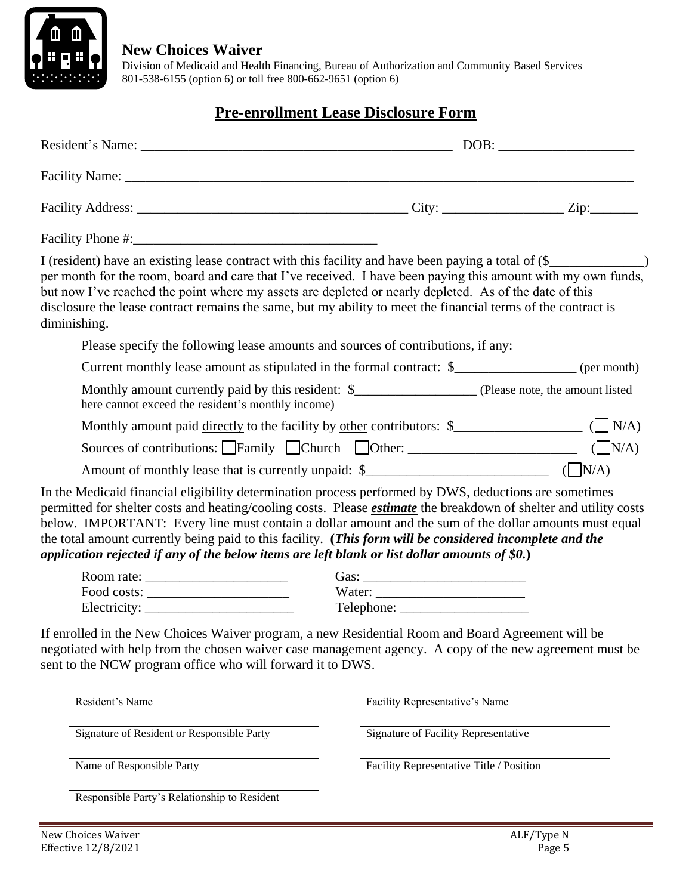**New Choices Waiver**
Division of Medicaid and Health Financing, Bureau of Authorization and Community Based Services
801-538-6155 (option 6) or toll free 800-662-9651 (option 6)

## Pre-enrollment Lease Disclosure Form

Resident's Name: _______________________________________________ DOB: ____________________

Facility Name: ____________________________________________________________________________

Facility Address: ________________________________________ City: _________________ Zip:_______

Facility Phone #:___________________________________

I (resident) have an existing lease contract with this facility and have been paying a total of ($______________) per month for the room, board and care that I've received. I have been paying this amount with my own funds, but now I've reached the point where my assets are depleted or nearly depleted. As of the date of this disclosure the lease contract remains the same, but my ability to meet the financial terms of the contract is diminishing.

Please specify the following lease amounts and sources of contributions, if any:

Current monthly lease amount as stipulated in the formal contract: $__________________ (per month)

Monthly amount currently paid by this resident: $__________________ (Please note, the amount listed here cannot exceed the resident's monthly income)

Monthly amount paid directly to the facility by other contributors: $___________________ (☐ N/A)

Sources of contributions: ☐ Family ☐ Church ☐ Other: _________________________ (☐ N/A)

Amount of monthly lease that is currently unpaid: $__________________________ (☐ N/A)

In the Medicaid financial eligibility determination process performed by DWS, deductions are sometimes permitted for shelter costs and heating/cooling costs. Please ***estimate*** the breakdown of shelter and utility costs below. IMPORTANT: Every line must contain a dollar amount and the sum of the dollar amounts must equal the total amount currently being paid to this facility. **(*This form will be considered incomplete and the application rejected if any of the below items are left blank or list dollar amounts of $0.*)**

Room rate: _____________________ Gas: ________________________

Food costs: _____________________ Water: ______________________

Electricity: ______________________ Telephone: ___________________

If enrolled in the New Choices Waiver program, a new Residential Room and Board Agreement will be negotiated with help from the chosen waiver case management agency. A copy of the new agreement must be sent to the NCW program office who will forward it to DWS.

______________________________________ Resident's Name

______________________________________ Facility Representative's Name

______________________________________ Signature of Resident or Responsible Party

______________________________________ Signature of Facility Representative

______________________________________ Name of Responsible Party

______________________________________ Facility Representative Title / Position

______________________________________ Responsible Party's Relationship to Resident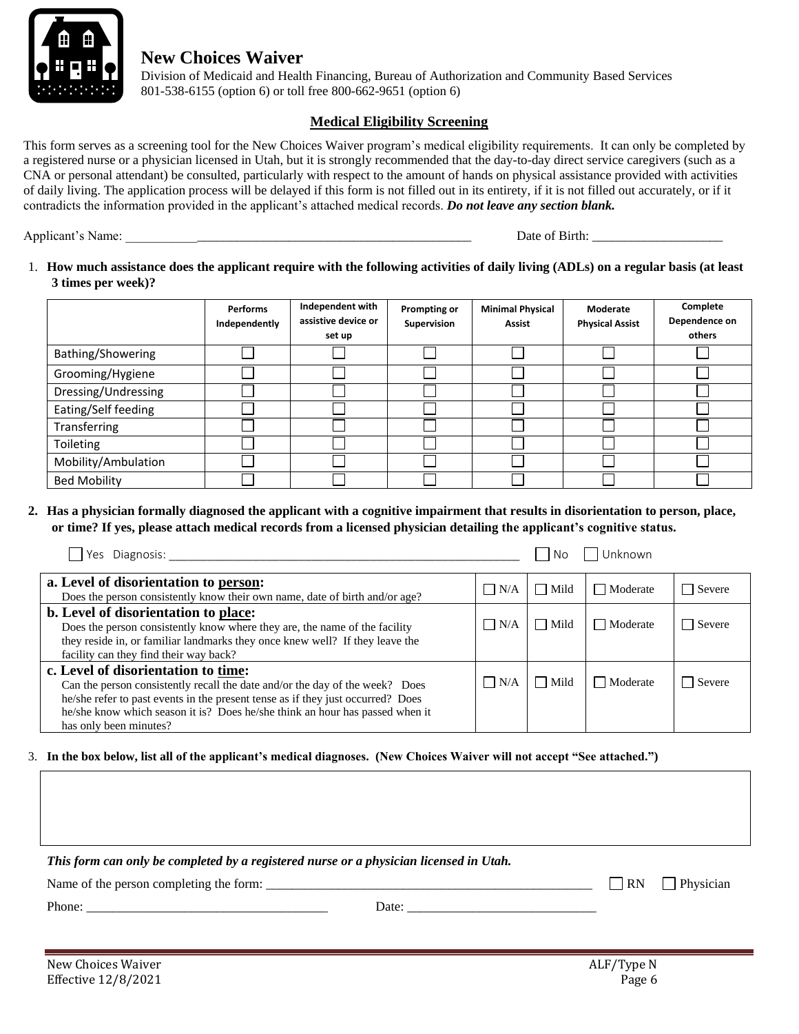## New Choices Waiver

Division of Medicaid and Health Financing, Bureau of Authorization and Community Based Services
801-538-6155 (option 6) or toll free 800-662-9651 (option 6)

### Medical Eligibility Screening

This form serves as a screening tool for the New Choices Waiver program's medical eligibility requirements. It can only be completed by a registered nurse or a physician licensed in Utah, but it is strongly recommended that the day-to-day direct service caregivers (such as a CNA or personal attendant) be consulted, particularly with respect to the amount of hands on physical assistance provided with activities of daily living. The application process will be delayed if this form is not filled out in its entirety, if it is not filled out accurately, or if it contradicts the information provided in the applicant's attached medical records. ***Do not leave any section blank.***

Applicant's Name: ______________________________________________________ Date of Birth: ____________________

1. **How much assistance does the applicant require with the following activities of daily living (ADLs) on a regular basis (at least 3 times per week)?**

| | Performs Independently | Independent with assistive device or set up | Prompting or Supervision | Minimal Physical Assist | Moderate Physical Assist | Complete Dependence on others |
|---|---|---|---|---|---|---|
| Bathing/Showering | ☐ | ☐ | ☐ | ☐ | ☐ | ☐ |
| Grooming/Hygiene | ☐ | ☐ | ☐ | ☐ | ☐ | ☐ |
| Dressing/Undressing | ☐ | ☐ | ☐ | ☐ | ☐ | ☐ |
| Eating/Self feeding | ☐ | ☐ | ☐ | ☐ | ☐ | ☐ |
| Transferring | ☐ | ☐ | ☐ | ☐ | ☐ | ☐ |
| Toileting | ☐ | ☐ | ☐ | ☐ | ☐ | ☐ |
| Mobility/Ambulation | ☐ | ☐ | ☐ | ☐ | ☐ | ☐ |
| Bed Mobility | ☐ | ☐ | ☐ | ☐ | ☐ | ☐ |

2. **Has a physician formally diagnosed the applicant with a cognitive impairment that results in disorientation to person, place, or time? If yes, please attach medical records from a licensed physician detailing the applicant's cognitive status.**

☐ Yes Diagnosis: ____________________________________________________________ ☐ No ☐ Unknown

| | | | | |
|---|---|---|---|---|
| **a. Level of disorientation to <u>person</u>:** Does the person consistently know their own name, date of birth and/or age? | ☐ N/A | ☐ Mild | ☐ Moderate | ☐ Severe |
| **b. Level of disorientation to <u>place</u>:** Does the person consistently know where they are, the name of the facility they reside in, or familiar landmarks they once knew well? If they leave the facility can they find their way back? | ☐ N/A | ☐ Mild | ☐ Moderate | ☐ Severe |
| **c. Level of disorientation to <u>time</u>:** Can the person consistently recall the date and/or the day of the week? Does he/she refer to past events in the present tense as if they just occurred? Does he/she know which season it is? Does he/she think an hour has passed when it has only been minutes? | ☐ N/A | ☐ Mild | ☐ Moderate | ☐ Severe |

3. **In the box below, list all of the applicant's medical diagnoses. (New Choices Waiver will not accept "See attached.")**

| |
|---|
| |

***This form can only be completed by a registered nurse or a physician licensed in Utah.***

Name of the person completing the form: ______________________________________________ ☐ RN ☐ Physician

Phone: ____________________________________ Date: ____________________________

New Choices Waiver
Effective 12/8/2021

ALF/Type N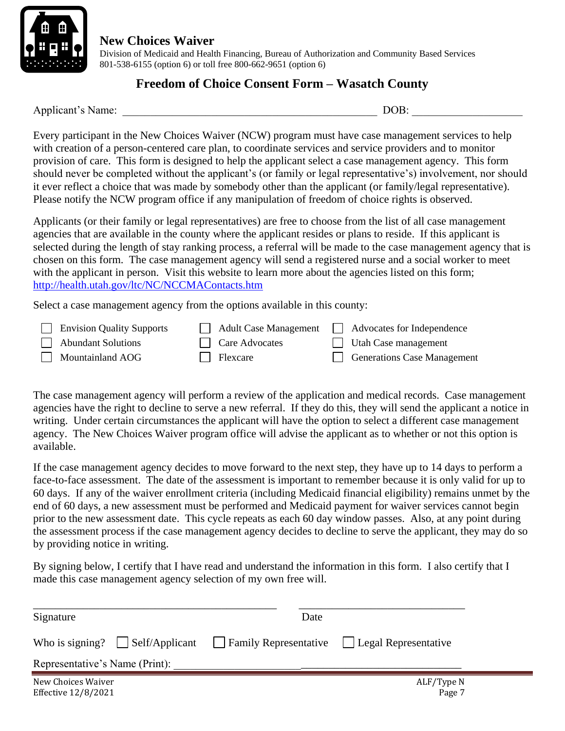**New Choices Waiver**
Division of Medicaid and Health Financing, Bureau of Authorization and Community Based Services
801-538-6155 (option 6) or toll free 800-662-9651 (option 6)

## Freedom of Choice Consent Form – Wasatch County

Applicant's Name: ____________________________________________ DOB: __________________

Every participant in the New Choices Waiver (NCW) program must have case management services to help with creation of a person-centered care plan, to coordinate services and service providers and to monitor provision of care. This form is designed to help the applicant select a case management agency. This form should never be completed without the applicant's (or family or legal representative's) involvement, nor should it ever reflect a choice that was made by somebody other than the applicant (or family/legal representative). Please notify the NCW program office if any manipulation of freedom of choice rights is observed.

Applicants (or their family or legal representatives) are free to choose from the list of all case management agencies that are available in the county where the applicant resides or plans to reside. If this applicant is selected during the length of stay ranking process, a referral will be made to the case management agency that is chosen on this form. The case management agency will send a registered nurse and a social worker to meet with the applicant in person. Visit this website to learn more about the agencies listed on this form; http://health.utah.gov/ltc/NC/NCCMAContacts.htm

Select a case management agency from the options available in this county:

- ☐ Envision Quality Supports
- ☐ Abundant Solutions
- ☐ Mountainland AOG
- ☐ Adult Case Management
- ☐ Care Advocates
- ☐ Flexcare
- ☐ Advocates for Independence
- ☐ Utah Case management
- ☐ Generations Case Management

The case management agency will perform a review of the application and medical records. Case management agencies have the right to decline to serve a new referral. If they do this, they will send the applicant a notice in writing. Under certain circumstances the applicant will have the option to select a different case management agency. The New Choices Waiver program office will advise the applicant as to whether or not this option is available.

If the case management agency decides to move forward to the next step, they have up to 14 days to perform a face-to-face assessment. The date of the assessment is important to remember because it is only valid for up to 60 days. If any of the waiver enrollment criteria (including Medicaid financial eligibility) remains unmet by the end of 60 days, a new assessment must be performed and Medicaid payment for waiver services cannot begin prior to the new assessment date. This cycle repeats as each 60 day window passes. Also, at any point during the assessment process if the case management agency decides to decline to serve the applicant, they may do so by providing notice in writing.

By signing below, I certify that I have read and understand the information in this form. I also certify that I made this case management agency selection of my own free will.

____________________________________________ ______________________________
Signature Date

Who is signing? ☐ Self/Applicant ☐ Family Representative ☐ Legal Representative

Representative's Name (Print): ____________________________________________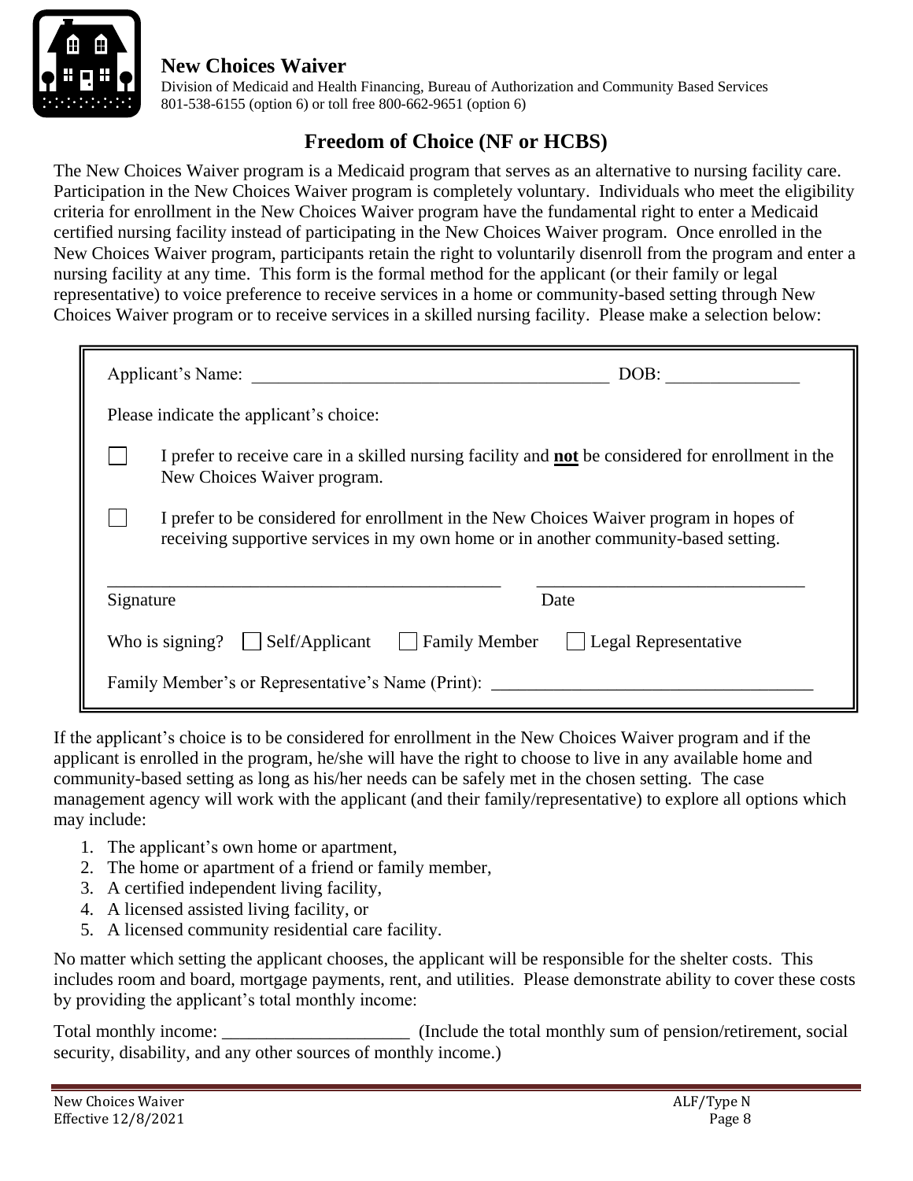**New Choices Waiver**
Division of Medicaid and Health Financing, Bureau of Authorization and Community Based Services
801-538-6155 (option 6) or toll free 800-662-9651 (option 6)

## Freedom of Choice (NF or HCBS)

The New Choices Waiver program is a Medicaid program that serves as an alternative to nursing facility care. Participation in the New Choices Waiver program is completely voluntary. Individuals who meet the eligibility criteria for enrollment in the New Choices Waiver program have the fundamental right to enter a Medicaid certified nursing facility instead of participating in the New Choices Waiver program. Once enrolled in the New Choices Waiver program, participants retain the right to voluntarily disenroll from the program and enter a nursing facility at any time. This form is the formal method for the applicant (or their family or legal representative) to voice preference to receive services in a home or community-based setting through New Choices Waiver program or to receive services in a skilled nursing facility. Please make a selection below:

Applicant's Name: ________________________________________ DOB: _______________

Please indicate the applicant's choice:

☐ I prefer to receive care in a skilled nursing facility and **not** be considered for enrollment in the New Choices Waiver program.

☐ I prefer to be considered for enrollment in the New Choices Waiver program in hopes of receiving supportive services in my own home or in another community-based setting.

_____________________________________________ _____________________________

Signature Date

Who is signing? ☐ Self/Applicant ☐ Family Member ☐ Legal Representative

Family Member's or Representative's Name (Print): ___________________________________

If the applicant's choice is to be considered for enrollment in the New Choices Waiver program and if the applicant is enrolled in the program, he/she will have the right to choose to live in any available home and community-based setting as long as his/her needs can be safely met in the chosen setting. The case management agency will work with the applicant (and their family/representative) to explore all options which may include:

1. The applicant's own home or apartment,
2. The home or apartment of a friend or family member,
3. A certified independent living facility,
4. A licensed assisted living facility, or
5. A licensed community residential care facility.

No matter which setting the applicant chooses, the applicant will be responsible for the shelter costs. This includes room and board, mortgage payments, rent, and utilities. Please demonstrate ability to cover these costs by providing the applicant's total monthly income:

Total monthly income: _____________________ (Include the total monthly sum of pension/retirement, social security, disability, and any other sources of monthly income.)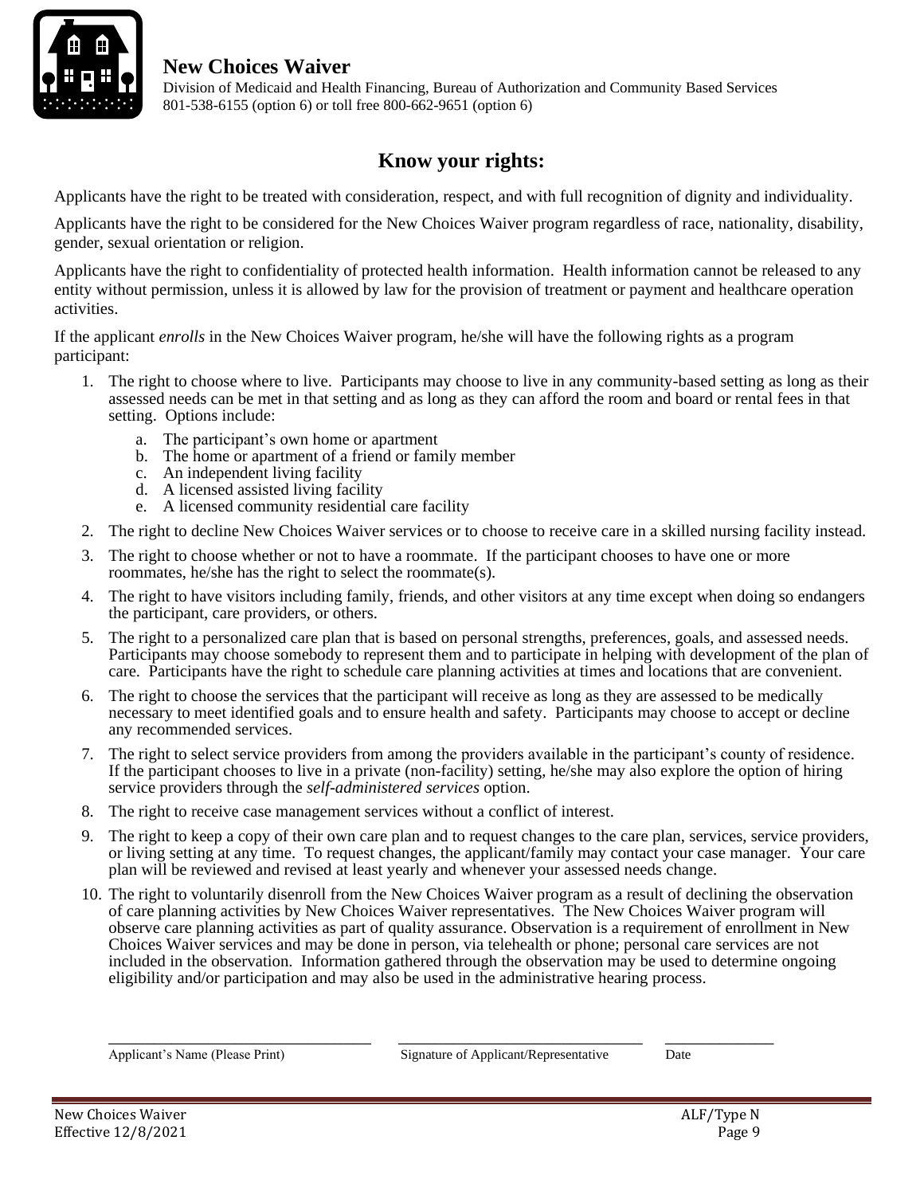**New Choices Waiver**

Division of Medicaid and Health Financing, Bureau of Authorization and Community Based Services
801-538-6155 (option 6) or toll free 800-662-9651 (option 6)

## Know your rights:

Applicants have the right to be treated with consideration, respect, and with full recognition of dignity and individuality.

Applicants have the right to be considered for the New Choices Waiver program regardless of race, nationality, disability, gender, sexual orientation or religion.

Applicants have the right to confidentiality of protected health information. Health information cannot be released to any entity without permission, unless it is allowed by law for the provision of treatment or payment and healthcare operation activities.

If the applicant *enrolls* in the New Choices Waiver program, he/she will have the following rights as a program participant:

1. The right to choose where to live. Participants may choose to live in any community-based setting as long as their assessed needs can be met in that setting and as long as they can afford the room and board or rental fees in that setting. Options include:
   a. The participant's own home or apartment
   b. The home or apartment of a friend or family member
   c. An independent living facility
   d. A licensed assisted living facility
   e. A licensed community residential care facility
2. The right to decline New Choices Waiver services or to choose to receive care in a skilled nursing facility instead.
3. The right to choose whether or not to have a roommate. If the participant chooses to have one or more roommates, he/she has the right to select the roommate(s).
4. The right to have visitors including family, friends, and other visitors at any time except when doing so endangers the participant, care providers, or others.
5. The right to a personalized care plan that is based on personal strengths, preferences, goals, and assessed needs. Participants may choose somebody to represent them and to participate in helping with development of the plan of care. Participants have the right to schedule care planning activities at times and locations that are convenient.
6. The right to choose the services that the participant will receive as long as they are assessed to be medically necessary to meet identified goals and to ensure health and safety. Participants may choose to accept or decline any recommended services.
7. The right to select service providers from among the providers available in the participant's county of residence. If the participant chooses to live in a private (non-facility) setting, he/she may also explore the option of hiring service providers through the *self-administered services* option.
8. The right to receive case management services without a conflict of interest.
9. The right to keep a copy of their own care plan and to request changes to the care plan, services, service providers, or living setting at any time. To request changes, the applicant/family may contact your case manager. Your care plan will be reviewed and revised at least yearly and whenever your assessed needs change.
10. The right to voluntarily disenroll from the New Choices Waiver program as a result of declining the observation of care planning activities by New Choices Waiver representatives. The New Choices Waiver program will observe care planning activities as part of quality assurance. Observation is a requirement of enrollment in New Choices Waiver services and may be done in person, via telehealth or phone; personal care services are not included in the observation. Information gathered through the observation may be used to determine ongoing eligibility and/or participation and may also be used in the administrative hearing process.

| ______________________________ | ______________________________ | ____________ |
|---|---|---|
| Applicant's Name (Please Print) | Signature of Applicant/Representative | Date |

New Choices Waiver — ALF/Type N
Effective 12/8/2021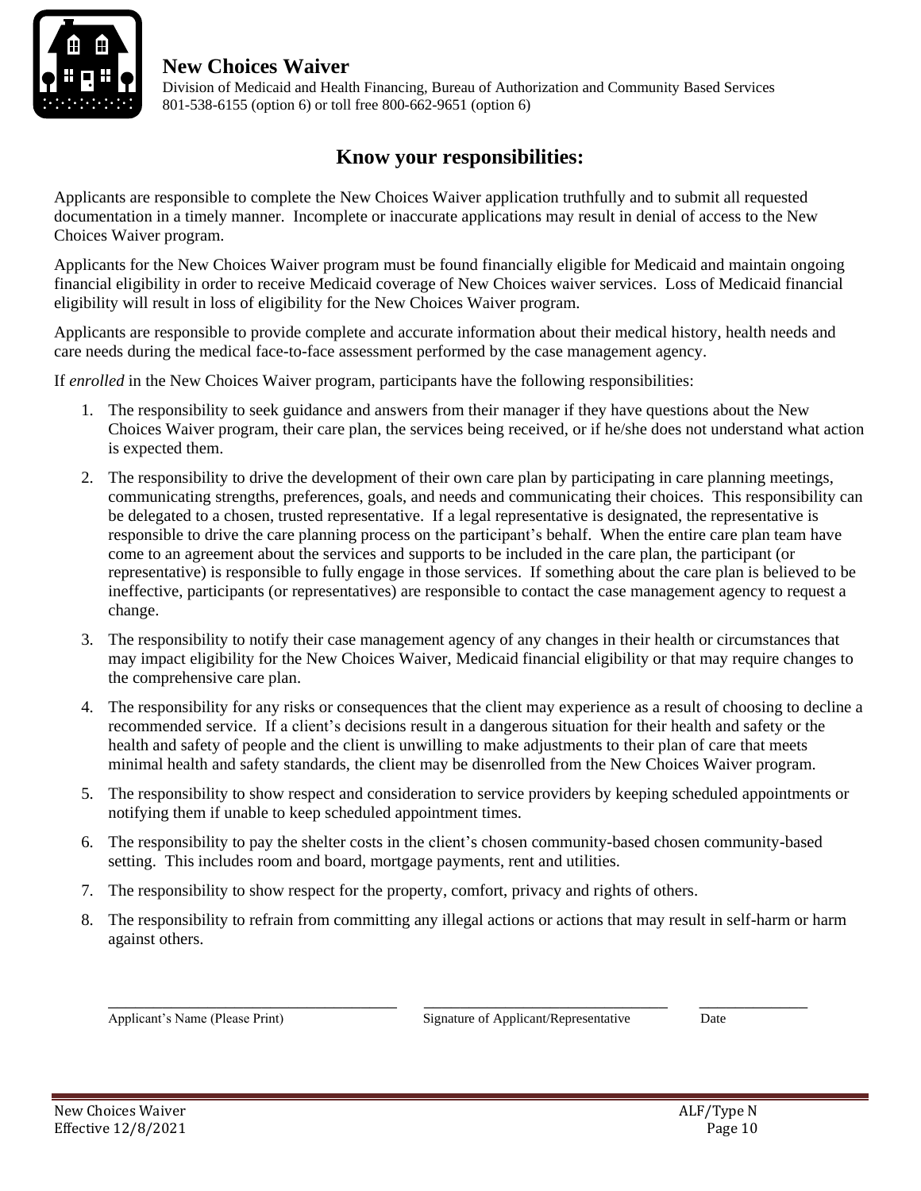**New Choices Waiver**

Division of Medicaid and Health Financing, Bureau of Authorization and Community Based Services
801-538-6155 (option 6) or toll free 800-662-9651 (option 6)

## Know your responsibilities:

Applicants are responsible to complete the New Choices Waiver application truthfully and to submit all requested documentation in a timely manner. Incomplete or inaccurate applications may result in denial of access to the New Choices Waiver program.

Applicants for the New Choices Waiver program must be found financially eligible for Medicaid and maintain ongoing financial eligibility in order to receive Medicaid coverage of New Choices waiver services. Loss of Medicaid financial eligibility will result in loss of eligibility for the New Choices Waiver program.

Applicants are responsible to provide complete and accurate information about their medical history, health needs and care needs during the medical face-to-face assessment performed by the case management agency.

If *enrolled* in the New Choices Waiver program, participants have the following responsibilities:

1. The responsibility to seek guidance and answers from their manager if they have questions about the New Choices Waiver program, their care plan, the services being received, or if he/she does not understand what action is expected them.
2. The responsibility to drive the development of their own care plan by participating in care planning meetings, communicating strengths, preferences, goals, and needs and communicating their choices. This responsibility can be delegated to a chosen, trusted representative. If a legal representative is designated, the representative is responsible to drive the care planning process on the participant's behalf. When the entire care plan team have come to an agreement about the services and supports to be included in the care plan, the participant (or representative) is responsible to fully engage in those services. If something about the care plan is believed to be ineffective, participants (or representatives) are responsible to contact the case management agency to request a change.
3. The responsibility to notify their case management agency of any changes in their health or circumstances that may impact eligibility for the New Choices Waiver, Medicaid financial eligibility or that may require changes to the comprehensive care plan.
4. The responsibility for any risks or consequences that the client may experience as a result of choosing to decline a recommended service. If a client's decisions result in a dangerous situation for their health and safety or the health and safety of people and the client is unwilling to make adjustments to their plan of care that meets minimal health and safety standards, the client may be disenrolled from the New Choices Waiver program.
5. The responsibility to show respect and consideration to service providers by keeping scheduled appointments or notifying them if unable to keep scheduled appointment times.
6. The responsibility to pay the shelter costs in the client's chosen community-based chosen community-based setting. This includes room and board, mortgage payments, rent and utilities.
7. The responsibility to show respect for the property, comfort, privacy and rights of others.
8. The responsibility to refrain from committing any illegal actions or actions that may result in self-harm or harm against others.

_______________________________ _______________________________ ______________

Applicant's Name (Please Print) | Signature of Applicant/Representative | Date

New Choices Waiver
Effective 12/8/2021
ALF/Type N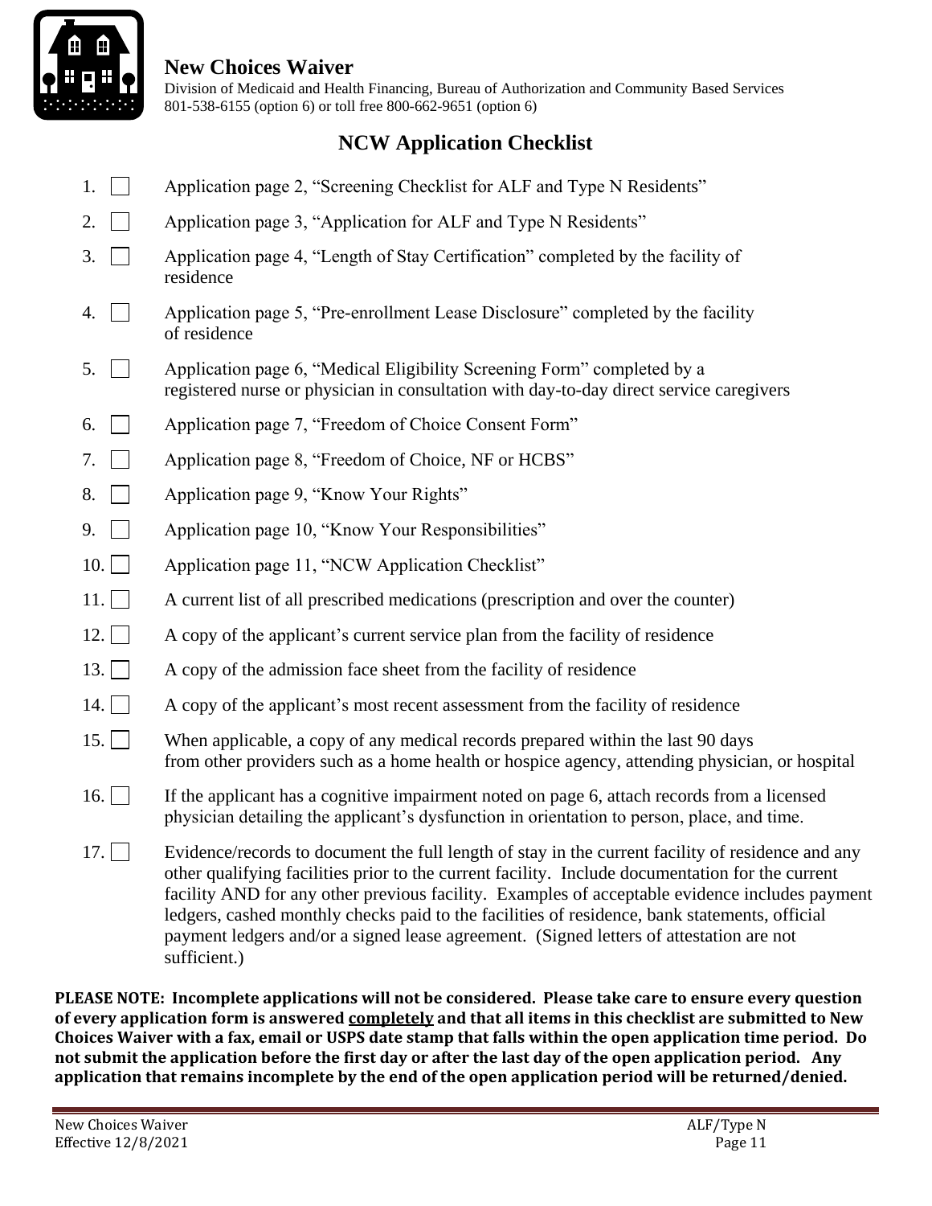**New Choices Waiver**

Division of Medicaid and Health Financing, Bureau of Authorization and Community Based Services
801-538-6155 (option 6) or toll free 800-662-9651 (option 6)

## NCW Application Checklist

1. ☐ Application page 2, "Screening Checklist for ALF and Type N Residents"
2. ☐ Application page 3, "Application for ALF and Type N Residents"
3. ☐ Application page 4, "Length of Stay Certification" completed by the facility of residence
4. ☐ Application page 5, "Pre-enrollment Lease Disclosure" completed by the facility of residence
5. ☐ Application page 6, "Medical Eligibility Screening Form" completed by a registered nurse or physician in consultation with day-to-day direct service caregivers
6. ☐ Application page 7, "Freedom of Choice Consent Form"
7. ☐ Application page 8, "Freedom of Choice, NF or HCBS"
8. ☐ Application page 9, "Know Your Rights"
9. ☐ Application page 10, "Know Your Responsibilities"
10. ☐ Application page 11, "NCW Application Checklist"
11. ☐ A current list of all prescribed medications (prescription and over the counter)
12. ☐ A copy of the applicant's current service plan from the facility of residence
13. ☐ A copy of the admission face sheet from the facility of residence
14. ☐ A copy of the applicant's most recent assessment from the facility of residence
15. ☐ When applicable, a copy of any medical records prepared within the last 90 days from other providers such as a home health or hospice agency, attending physician, or hospital
16. ☐ If the applicant has a cognitive impairment noted on page 6, attach records from a licensed physician detailing the applicant's dysfunction in orientation to person, place, and time.
17. ☐ Evidence/records to document the full length of stay in the current facility of residence and any other qualifying facilities prior to the current facility. Include documentation for the current facility AND for any other previous facility. Examples of acceptable evidence includes payment ledgers, cashed monthly checks paid to the facilities of residence, bank statements, official payment ledgers and/or a signed lease agreement. (Signed letters of attestation are not sufficient.)

**PLEASE NOTE: Incomplete applications will not be considered. Please take care to ensure every question of every application form is answered <u>completely</u> and that all items in this checklist are submitted to New Choices Waiver with a fax, email or USPS date stamp that falls within the open application time period. Do not submit the application before the first day or after the last day of the open application period. Any application that remains incomplete by the end of the open application period will be returned/denied.**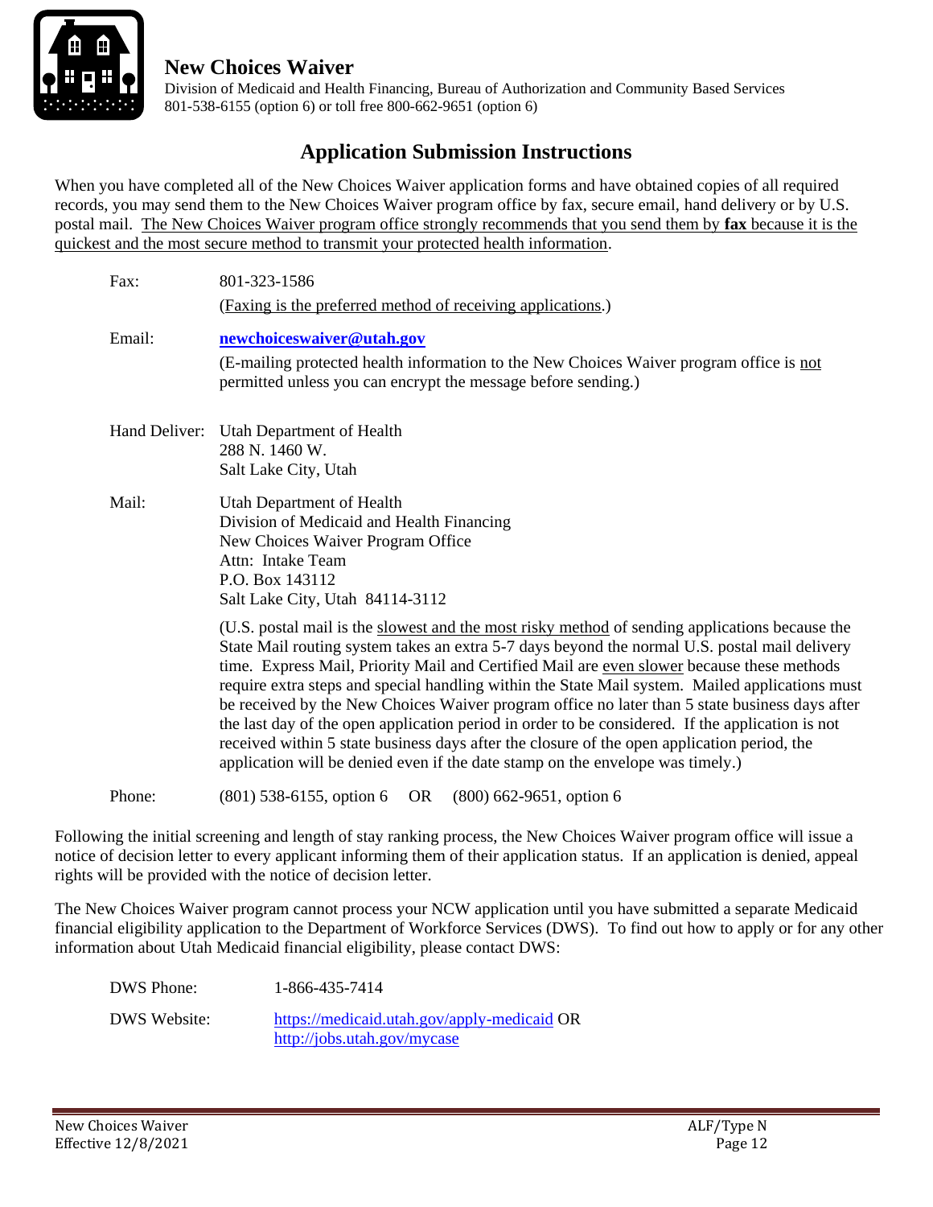# New Choices Waiver

Division of Medicaid and Health Financing, Bureau of Authorization and Community Based Services
801-538-6155 (option 6) or toll free 800-662-9651 (option 6)

## Application Submission Instructions

When you have completed all of the New Choices Waiver application forms and have obtained copies of all required records, you may send them to the New Choices Waiver program office by fax, secure email, hand delivery or by U.S. postal mail. The New Choices Waiver program office strongly recommends that you send them by **fax** because it is the quickest and the most secure method to transmit your protected health information.

Fax: 801-323-1586
(Faxing is the preferred method of receiving applications.)

Email: **newchoiceswaiver@utah.gov**
(E-mailing protected health information to the New Choices Waiver program office is not permitted unless you can encrypt the message before sending.)

Hand Deliver: Utah Department of Health
288 N. 1460 W.
Salt Lake City, Utah

Mail: Utah Department of Health
Division of Medicaid and Health Financing
New Choices Waiver Program Office
Attn: Intake Team
P.O. Box 143112
Salt Lake City, Utah 84114-3112

(U.S. postal mail is the slowest and the most risky method of sending applications because the State Mail routing system takes an extra 5-7 days beyond the normal U.S. postal mail delivery time. Express Mail, Priority Mail and Certified Mail are even slower because these methods require extra steps and special handling within the State Mail system. Mailed applications must be received by the New Choices Waiver program office no later than 5 state business days after the last day of the open application period in order to be considered. If the application is not received within 5 state business days after the closure of the open application period, the application will be denied even if the date stamp on the envelope was timely.)

Phone: (801) 538-6155, option 6 OR (800) 662-9651, option 6

Following the initial screening and length of stay ranking process, the New Choices Waiver program office will issue a notice of decision letter to every applicant informing them of their application status. If an application is denied, appeal rights will be provided with the notice of decision letter.

The New Choices Waiver program cannot process your NCW application until you have submitted a separate Medicaid financial eligibility application to the Department of Workforce Services (DWS). To find out how to apply or for any other information about Utah Medicaid financial eligibility, please contact DWS:

DWS Phone: 1-866-435-7414

DWS Website: https://medicaid.utah.gov/apply-medicaid OR http://jobs.utah.gov/mycase